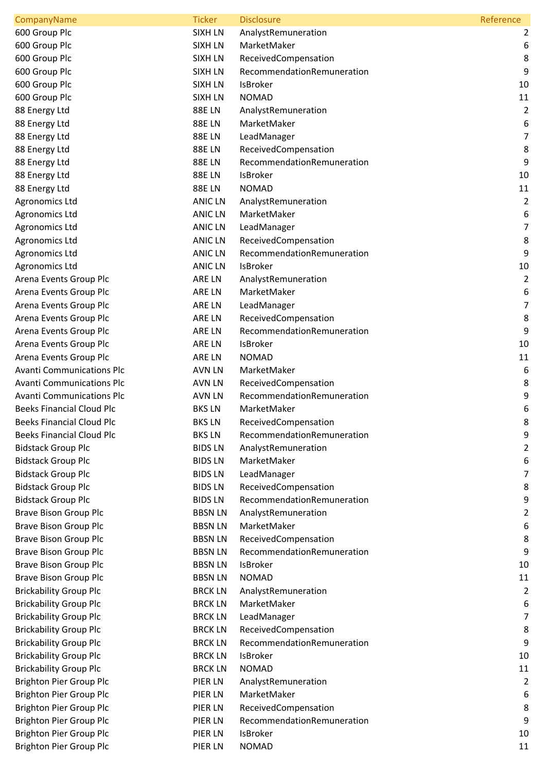| CompanyName | Ticker | Disclosure | Reference |
| --- | --- | --- | --- |
| 600 Group Plc | SIXH LN | AnalystRemuneration | 2 |
| 600 Group Plc | SIXH LN | MarketMaker | 6 |
| 600 Group Plc | SIXH LN | ReceivedCompensation | 8 |
| 600 Group Plc | SIXH LN | RecommendationRemuneration | 9 |
| 600 Group Plc | SIXH LN | IsBroker | 10 |
| 600 Group Plc | SIXH LN | NOMAD | 11 |
| 88 Energy Ltd | 88E LN | AnalystRemuneration | 2 |
| 88 Energy Ltd | 88E LN | MarketMaker | 6 |
| 88 Energy Ltd | 88E LN | LeadManager | 7 |
| 88 Energy Ltd | 88E LN | ReceivedCompensation | 8 |
| 88 Energy Ltd | 88E LN | RecommendationRemuneration | 9 |
| 88 Energy Ltd | 88E LN | IsBroker | 10 |
| 88 Energy Ltd | 88E LN | NOMAD | 11 |
| Agronomics Ltd | ANIC LN | AnalystRemuneration | 2 |
| Agronomics Ltd | ANIC LN | MarketMaker | 6 |
| Agronomics Ltd | ANIC LN | LeadManager | 7 |
| Agronomics Ltd | ANIC LN | ReceivedCompensation | 8 |
| Agronomics Ltd | ANIC LN | RecommendationRemuneration | 9 |
| Agronomics Ltd | ANIC LN | IsBroker | 10 |
| Arena Events Group Plc | ARE LN | AnalystRemuneration | 2 |
| Arena Events Group Plc | ARE LN | MarketMaker | 6 |
| Arena Events Group Plc | ARE LN | LeadManager | 7 |
| Arena Events Group Plc | ARE LN | ReceivedCompensation | 8 |
| Arena Events Group Plc | ARE LN | RecommendationRemuneration | 9 |
| Arena Events Group Plc | ARE LN | IsBroker | 10 |
| Arena Events Group Plc | ARE LN | NOMAD | 11 |
| Avanti Communications Plc | AVN LN | MarketMaker | 6 |
| Avanti Communications Plc | AVN LN | ReceivedCompensation | 8 |
| Avanti Communications Plc | AVN LN | RecommendationRemuneration | 9 |
| Beeks Financial Cloud Plc | BKS LN | MarketMaker | 6 |
| Beeks Financial Cloud Plc | BKS LN | ReceivedCompensation | 8 |
| Beeks Financial Cloud Plc | BKS LN | RecommendationRemuneration | 9 |
| Bidstack Group Plc | BIDS LN | AnalystRemuneration | 2 |
| Bidstack Group Plc | BIDS LN | MarketMaker | 6 |
| Bidstack Group Plc | BIDS LN | LeadManager | 7 |
| Bidstack Group Plc | BIDS LN | ReceivedCompensation | 8 |
| Bidstack Group Plc | BIDS LN | RecommendationRemuneration | 9 |
| Brave Bison Group Plc | BBSN LN | AnalystRemuneration | 2 |
| Brave Bison Group Plc | BBSN LN | MarketMaker | 6 |
| Brave Bison Group Plc | BBSN LN | ReceivedCompensation | 8 |
| Brave Bison Group Plc | BBSN LN | RecommendationRemuneration | 9 |
| Brave Bison Group Plc | BBSN LN | IsBroker | 10 |
| Brave Bison Group Plc | BBSN LN | NOMAD | 11 |
| Brickability Group Plc | BRCK LN | AnalystRemuneration | 2 |
| Brickability Group Plc | BRCK LN | MarketMaker | 6 |
| Brickability Group Plc | BRCK LN | LeadManager | 7 |
| Brickability Group Plc | BRCK LN | ReceivedCompensation | 8 |
| Brickability Group Plc | BRCK LN | RecommendationRemuneration | 9 |
| Brickability Group Plc | BRCK LN | IsBroker | 10 |
| Brickability Group Plc | BRCK LN | NOMAD | 11 |
| Brighton Pier Group Plc | PIER LN | AnalystRemuneration | 2 |
| Brighton Pier Group Plc | PIER LN | MarketMaker | 6 |
| Brighton Pier Group Plc | PIER LN | ReceivedCompensation | 8 |
| Brighton Pier Group Plc | PIER LN | RecommendationRemuneration | 9 |
| Brighton Pier Group Plc | PIER LN | IsBroker | 10 |
| Brighton Pier Group Plc | PIER LN | NOMAD | 11 |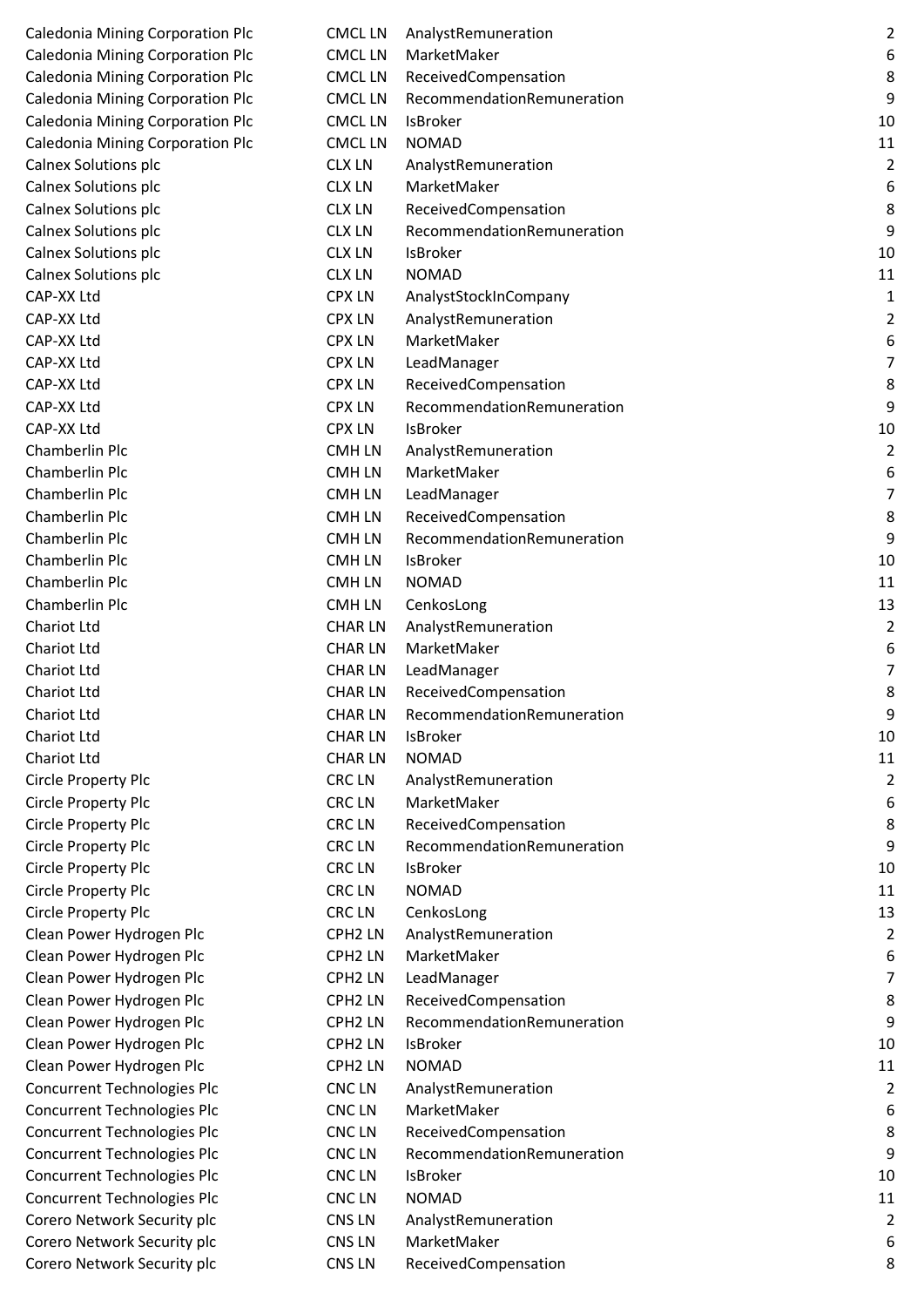| | | | |
|---|---|---|---|
| Caledonia Mining Corporation Plc | CMCL LN | AnalystRemuneration | 2 |
| Caledonia Mining Corporation Plc | CMCL LN | MarketMaker | 6 |
| Caledonia Mining Corporation Plc | CMCL LN | ReceivedCompensation | 8 |
| Caledonia Mining Corporation Plc | CMCL LN | RecommendationRemuneration | 9 |
| Caledonia Mining Corporation Plc | CMCL LN | IsBroker | 10 |
| Caledonia Mining Corporation Plc | CMCL LN | NOMAD | 11 |
| Calnex Solutions plc | CLX LN | AnalystRemuneration | 2 |
| Calnex Solutions plc | CLX LN | MarketMaker | 6 |
| Calnex Solutions plc | CLX LN | ReceivedCompensation | 8 |
| Calnex Solutions plc | CLX LN | RecommendationRemuneration | 9 |
| Calnex Solutions plc | CLX LN | IsBroker | 10 |
| Calnex Solutions plc | CLX LN | NOMAD | 11 |
| CAP-XX Ltd | CPX LN | AnalystStockInCompany | 1 |
| CAP-XX Ltd | CPX LN | AnalystRemuneration | 2 |
| CAP-XX Ltd | CPX LN | MarketMaker | 6 |
| CAP-XX Ltd | CPX LN | LeadManager | 7 |
| CAP-XX Ltd | CPX LN | ReceivedCompensation | 8 |
| CAP-XX Ltd | CPX LN | RecommendationRemuneration | 9 |
| CAP-XX Ltd | CPX LN | IsBroker | 10 |
| Chamberlin Plc | CMH LN | AnalystRemuneration | 2 |
| Chamberlin Plc | CMH LN | MarketMaker | 6 |
| Chamberlin Plc | CMH LN | LeadManager | 7 |
| Chamberlin Plc | CMH LN | ReceivedCompensation | 8 |
| Chamberlin Plc | CMH LN | RecommendationRemuneration | 9 |
| Chamberlin Plc | CMH LN | IsBroker | 10 |
| Chamberlin Plc | CMH LN | NOMAD | 11 |
| Chamberlin Plc | CMH LN | CenkosLong | 13 |
| Chariot Ltd | CHAR LN | AnalystRemuneration | 2 |
| Chariot Ltd | CHAR LN | MarketMaker | 6 |
| Chariot Ltd | CHAR LN | LeadManager | 7 |
| Chariot Ltd | CHAR LN | ReceivedCompensation | 8 |
| Chariot Ltd | CHAR LN | RecommendationRemuneration | 9 |
| Chariot Ltd | CHAR LN | IsBroker | 10 |
| Chariot Ltd | CHAR LN | NOMAD | 11 |
| Circle Property Plc | CRC LN | AnalystRemuneration | 2 |
| Circle Property Plc | CRC LN | MarketMaker | 6 |
| Circle Property Plc | CRC LN | ReceivedCompensation | 8 |
| Circle Property Plc | CRC LN | RecommendationRemuneration | 9 |
| Circle Property Plc | CRC LN | IsBroker | 10 |
| Circle Property Plc | CRC LN | NOMAD | 11 |
| Circle Property Plc | CRC LN | CenkosLong | 13 |
| Clean Power Hydrogen Plc | CPH2 LN | AnalystRemuneration | 2 |
| Clean Power Hydrogen Plc | CPH2 LN | MarketMaker | 6 |
| Clean Power Hydrogen Plc | CPH2 LN | LeadManager | 7 |
| Clean Power Hydrogen Plc | CPH2 LN | ReceivedCompensation | 8 |
| Clean Power Hydrogen Plc | CPH2 LN | RecommendationRemuneration | 9 |
| Clean Power Hydrogen Plc | CPH2 LN | IsBroker | 10 |
| Clean Power Hydrogen Plc | CPH2 LN | NOMAD | 11 |
| Concurrent Technologies Plc | CNC LN | AnalystRemuneration | 2 |
| Concurrent Technologies Plc | CNC LN | MarketMaker | 6 |
| Concurrent Technologies Plc | CNC LN | ReceivedCompensation | 8 |
| Concurrent Technologies Plc | CNC LN | RecommendationRemuneration | 9 |
| Concurrent Technologies Plc | CNC LN | IsBroker | 10 |
| Concurrent Technologies Plc | CNC LN | NOMAD | 11 |
| Corero Network Security plc | CNS LN | AnalystRemuneration | 2 |
| Corero Network Security plc | CNS LN | MarketMaker | 6 |
| Corero Network Security plc | CNS LN | ReceivedCompensation | 8 |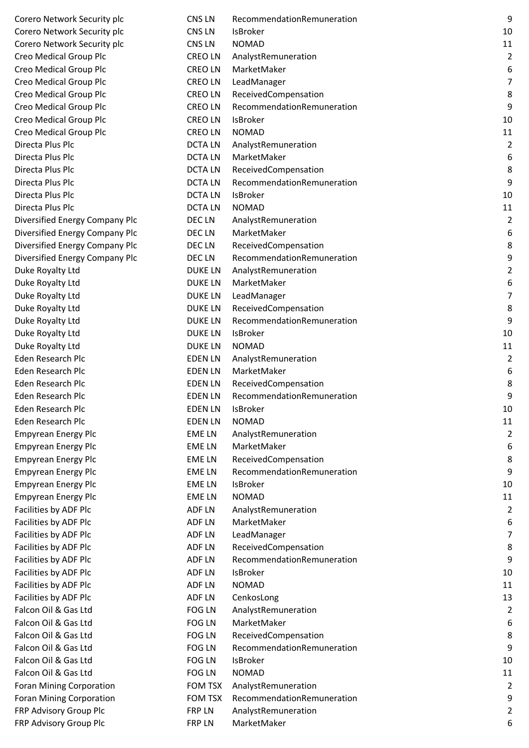| | | | |
|---|---|---|---|
| Corero Network Security plc | CNS LN | RecommendationRemuneration | 9 |
| Corero Network Security plc | CNS LN | IsBroker | 10 |
| Corero Network Security plc | CNS LN | NOMAD | 11 |
| Creo Medical Group Plc | CREO LN | AnalystRemuneration | 2 |
| Creo Medical Group Plc | CREO LN | MarketMaker | 6 |
| Creo Medical Group Plc | CREO LN | LeadManager | 7 |
| Creo Medical Group Plc | CREO LN | ReceivedCompensation | 8 |
| Creo Medical Group Plc | CREO LN | RecommendationRemuneration | 9 |
| Creo Medical Group Plc | CREO LN | IsBroker | 10 |
| Creo Medical Group Plc | CREO LN | NOMAD | 11 |
| Directa Plus Plc | DCTA LN | AnalystRemuneration | 2 |
| Directa Plus Plc | DCTA LN | MarketMaker | 6 |
| Directa Plus Plc | DCTA LN | ReceivedCompensation | 8 |
| Directa Plus Plc | DCTA LN | RecommendationRemuneration | 9 |
| Directa Plus Plc | DCTA LN | IsBroker | 10 |
| Directa Plus Plc | DCTA LN | NOMAD | 11 |
| Diversified Energy Company Plc | DEC LN | AnalystRemuneration | 2 |
| Diversified Energy Company Plc | DEC LN | MarketMaker | 6 |
| Diversified Energy Company Plc | DEC LN | ReceivedCompensation | 8 |
| Diversified Energy Company Plc | DEC LN | RecommendationRemuneration | 9 |
| Duke Royalty Ltd | DUKE LN | AnalystRemuneration | 2 |
| Duke Royalty Ltd | DUKE LN | MarketMaker | 6 |
| Duke Royalty Ltd | DUKE LN | LeadManager | 7 |
| Duke Royalty Ltd | DUKE LN | ReceivedCompensation | 8 |
| Duke Royalty Ltd | DUKE LN | RecommendationRemuneration | 9 |
| Duke Royalty Ltd | DUKE LN | IsBroker | 10 |
| Duke Royalty Ltd | DUKE LN | NOMAD | 11 |
| Eden Research Plc | EDEN LN | AnalystRemuneration | 2 |
| Eden Research Plc | EDEN LN | MarketMaker | 6 |
| Eden Research Plc | EDEN LN | ReceivedCompensation | 8 |
| Eden Research Plc | EDEN LN | RecommendationRemuneration | 9 |
| Eden Research Plc | EDEN LN | IsBroker | 10 |
| Eden Research Plc | EDEN LN | NOMAD | 11 |
| Empyrean Energy Plc | EME LN | AnalystRemuneration | 2 |
| Empyrean Energy Plc | EME LN | MarketMaker | 6 |
| Empyrean Energy Plc | EME LN | ReceivedCompensation | 8 |
| Empyrean Energy Plc | EME LN | RecommendationRemuneration | 9 |
| Empyrean Energy Plc | EME LN | IsBroker | 10 |
| Empyrean Energy Plc | EME LN | NOMAD | 11 |
| Facilities by ADF Plc | ADF LN | AnalystRemuneration | 2 |
| Facilities by ADF Plc | ADF LN | MarketMaker | 6 |
| Facilities by ADF Plc | ADF LN | LeadManager | 7 |
| Facilities by ADF Plc | ADF LN | ReceivedCompensation | 8 |
| Facilities by ADF Plc | ADF LN | RecommendationRemuneration | 9 |
| Facilities by ADF Plc | ADF LN | IsBroker | 10 |
| Facilities by ADF Plc | ADF LN | NOMAD | 11 |
| Facilities by ADF Plc | ADF LN | CenkosLong | 13 |
| Falcon Oil & Gas Ltd | FOG LN | AnalystRemuneration | 2 |
| Falcon Oil & Gas Ltd | FOG LN | MarketMaker | 6 |
| Falcon Oil & Gas Ltd | FOG LN | ReceivedCompensation | 8 |
| Falcon Oil & Gas Ltd | FOG LN | RecommendationRemuneration | 9 |
| Falcon Oil & Gas Ltd | FOG LN | IsBroker | 10 |
| Falcon Oil & Gas Ltd | FOG LN | NOMAD | 11 |
| Foran Mining Corporation | FOM TSX | AnalystRemuneration | 2 |
| Foran Mining Corporation | FOM TSX | RecommendationRemuneration | 9 |
| FRP Advisory Group Plc | FRP LN | AnalystRemuneration | 2 |
| FRP Advisory Group Plc | FRP LN | MarketMaker | 6 |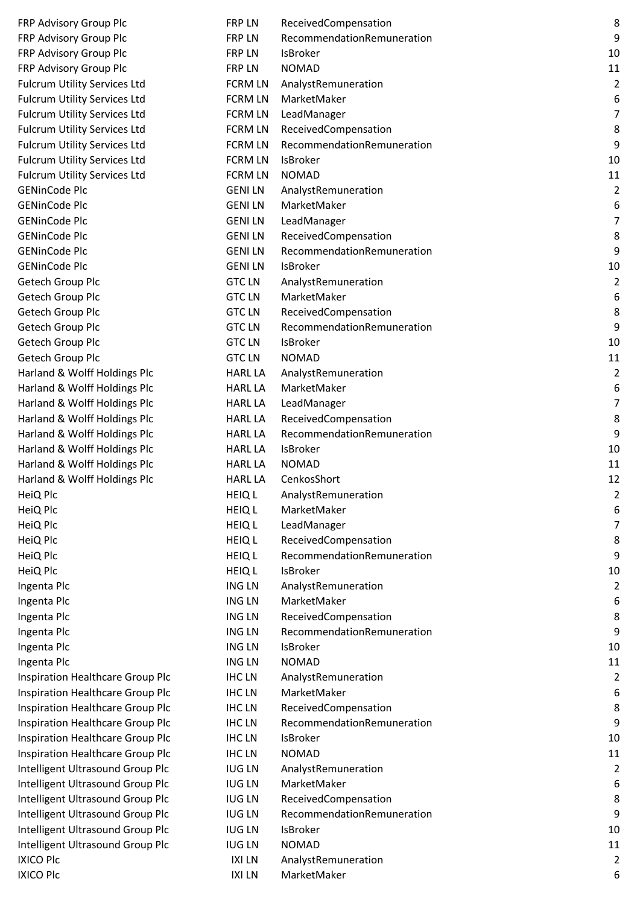| | | | |
|---|---|---|---|
| FRP Advisory Group Plc | FRP LN | ReceivedCompensation | 8 |
| FRP Advisory Group Plc | FRP LN | RecommendationRemuneration | 9 |
| FRP Advisory Group Plc | FRP LN | IsBroker | 10 |
| FRP Advisory Group Plc | FRP LN | NOMAD | 11 |
| Fulcrum Utility Services Ltd | FCRM LN | AnalystRemuneration | 2 |
| Fulcrum Utility Services Ltd | FCRM LN | MarketMaker | 6 |
| Fulcrum Utility Services Ltd | FCRM LN | LeadManager | 7 |
| Fulcrum Utility Services Ltd | FCRM LN | ReceivedCompensation | 8 |
| Fulcrum Utility Services Ltd | FCRM LN | RecommendationRemuneration | 9 |
| Fulcrum Utility Services Ltd | FCRM LN | IsBroker | 10 |
| Fulcrum Utility Services Ltd | FCRM LN | NOMAD | 11 |
| GENinCode Plc | GENI LN | AnalystRemuneration | 2 |
| GENinCode Plc | GENI LN | MarketMaker | 6 |
| GENinCode Plc | GENI LN | LeadManager | 7 |
| GENinCode Plc | GENI LN | ReceivedCompensation | 8 |
| GENinCode Plc | GENI LN | RecommendationRemuneration | 9 |
| GENinCode Plc | GENI LN | IsBroker | 10 |
| Getech Group Plc | GTC LN | AnalystRemuneration | 2 |
| Getech Group Plc | GTC LN | MarketMaker | 6 |
| Getech Group Plc | GTC LN | ReceivedCompensation | 8 |
| Getech Group Plc | GTC LN | RecommendationRemuneration | 9 |
| Getech Group Plc | GTC LN | IsBroker | 10 |
| Getech Group Plc | GTC LN | NOMAD | 11 |
| Harland & Wolff Holdings Plc | HARL LA | AnalystRemuneration | 2 |
| Harland & Wolff Holdings Plc | HARL LA | MarketMaker | 6 |
| Harland & Wolff Holdings Plc | HARL LA | LeadManager | 7 |
| Harland & Wolff Holdings Plc | HARL LA | ReceivedCompensation | 8 |
| Harland & Wolff Holdings Plc | HARL LA | RecommendationRemuneration | 9 |
| Harland & Wolff Holdings Plc | HARL LA | IsBroker | 10 |
| Harland & Wolff Holdings Plc | HARL LA | NOMAD | 11 |
| Harland & Wolff Holdings Plc | HARL LA | CenkosShort | 12 |
| HeiQ Plc | HEIQ L | AnalystRemuneration | 2 |
| HeiQ Plc | HEIQ L | MarketMaker | 6 |
| HeiQ Plc | HEIQ L | LeadManager | 7 |
| HeiQ Plc | HEIQ L | ReceivedCompensation | 8 |
| HeiQ Plc | HEIQ L | RecommendationRemuneration | 9 |
| HeiQ Plc | HEIQ L | IsBroker | 10 |
| Ingenta Plc | ING LN | AnalystRemuneration | 2 |
| Ingenta Plc | ING LN | MarketMaker | 6 |
| Ingenta Plc | ING LN | ReceivedCompensation | 8 |
| Ingenta Plc | ING LN | RecommendationRemuneration | 9 |
| Ingenta Plc | ING LN | IsBroker | 10 |
| Ingenta Plc | ING LN | NOMAD | 11 |
| Inspiration Healthcare Group Plc | IHC LN | AnalystRemuneration | 2 |
| Inspiration Healthcare Group Plc | IHC LN | MarketMaker | 6 |
| Inspiration Healthcare Group Plc | IHC LN | ReceivedCompensation | 8 |
| Inspiration Healthcare Group Plc | IHC LN | RecommendationRemuneration | 9 |
| Inspiration Healthcare Group Plc | IHC LN | IsBroker | 10 |
| Inspiration Healthcare Group Plc | IHC LN | NOMAD | 11 |
| Intelligent Ultrasound Group Plc | IUG LN | AnalystRemuneration | 2 |
| Intelligent Ultrasound Group Plc | IUG LN | MarketMaker | 6 |
| Intelligent Ultrasound Group Plc | IUG LN | ReceivedCompensation | 8 |
| Intelligent Ultrasound Group Plc | IUG LN | RecommendationRemuneration | 9 |
| Intelligent Ultrasound Group Plc | IUG LN | IsBroker | 10 |
| Intelligent Ultrasound Group Plc | IUG LN | NOMAD | 11 |
| IXICO Plc | IXI LN | AnalystRemuneration | 2 |
| IXICO Plc | IXI LN | MarketMaker | 6 |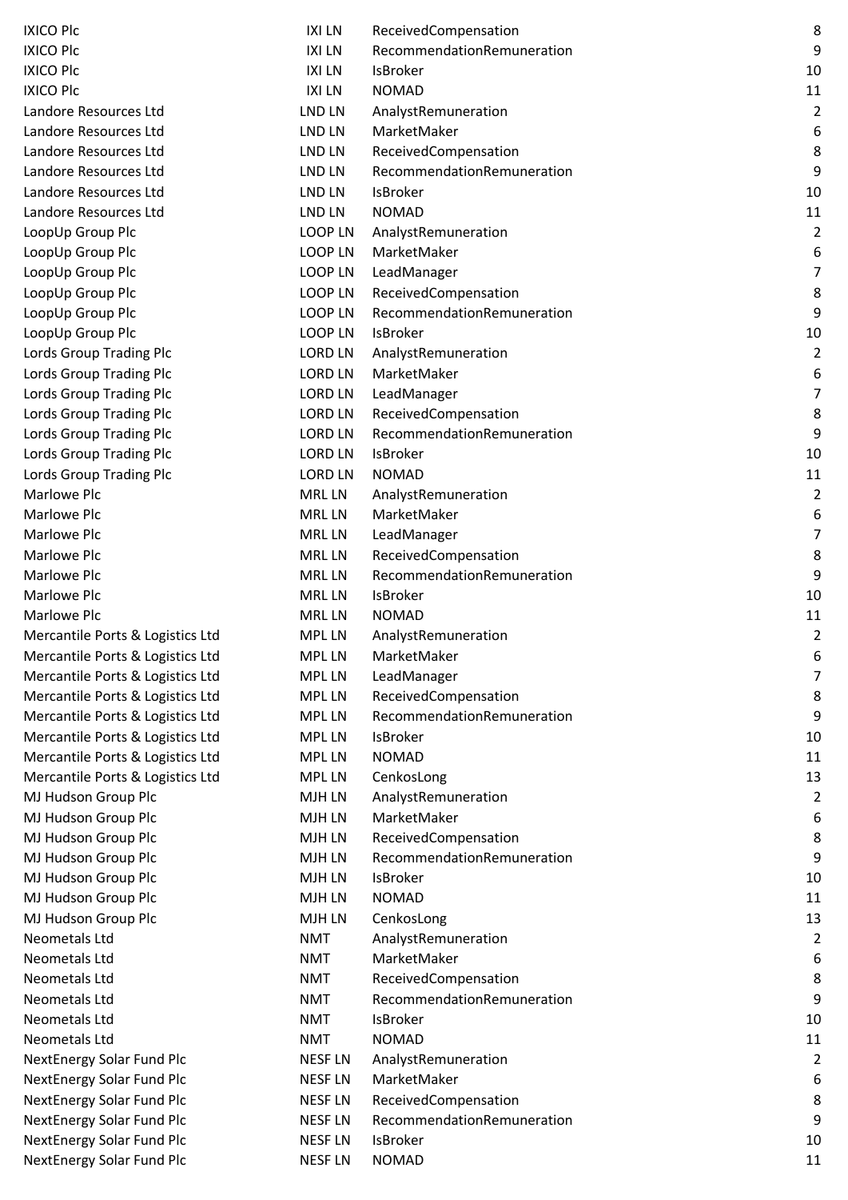| | | | |
|---|---|---|---|
| IXICO Plc | IXI LN | ReceivedCompensation | 8 |
| IXICO Plc | IXI LN | RecommendationRemuneration | 9 |
| IXICO Plc | IXI LN | IsBroker | 10 |
| IXICO Plc | IXI LN | NOMAD | 11 |
| Landore Resources Ltd | LND LN | AnalystRemuneration | 2 |
| Landore Resources Ltd | LND LN | MarketMaker | 6 |
| Landore Resources Ltd | LND LN | ReceivedCompensation | 8 |
| Landore Resources Ltd | LND LN | RecommendationRemuneration | 9 |
| Landore Resources Ltd | LND LN | IsBroker | 10 |
| Landore Resources Ltd | LND LN | NOMAD | 11 |
| LoopUp Group Plc | LOOP LN | AnalystRemuneration | 2 |
| LoopUp Group Plc | LOOP LN | MarketMaker | 6 |
| LoopUp Group Plc | LOOP LN | LeadManager | 7 |
| LoopUp Group Plc | LOOP LN | ReceivedCompensation | 8 |
| LoopUp Group Plc | LOOP LN | RecommendationRemuneration | 9 |
| LoopUp Group Plc | LOOP LN | IsBroker | 10 |
| Lords Group Trading Plc | LORD LN | AnalystRemuneration | 2 |
| Lords Group Trading Plc | LORD LN | MarketMaker | 6 |
| Lords Group Trading Plc | LORD LN | LeadManager | 7 |
| Lords Group Trading Plc | LORD LN | ReceivedCompensation | 8 |
| Lords Group Trading Plc | LORD LN | RecommendationRemuneration | 9 |
| Lords Group Trading Plc | LORD LN | IsBroker | 10 |
| Lords Group Trading Plc | LORD LN | NOMAD | 11 |
| Marlowe Plc | MRL LN | AnalystRemuneration | 2 |
| Marlowe Plc | MRL LN | MarketMaker | 6 |
| Marlowe Plc | MRL LN | LeadManager | 7 |
| Marlowe Plc | MRL LN | ReceivedCompensation | 8 |
| Marlowe Plc | MRL LN | RecommendationRemuneration | 9 |
| Marlowe Plc | MRL LN | IsBroker | 10 |
| Marlowe Plc | MRL LN | NOMAD | 11 |
| Mercantile Ports & Logistics Ltd | MPL LN | AnalystRemuneration | 2 |
| Mercantile Ports & Logistics Ltd | MPL LN | MarketMaker | 6 |
| Mercantile Ports & Logistics Ltd | MPL LN | LeadManager | 7 |
| Mercantile Ports & Logistics Ltd | MPL LN | ReceivedCompensation | 8 |
| Mercantile Ports & Logistics Ltd | MPL LN | RecommendationRemuneration | 9 |
| Mercantile Ports & Logistics Ltd | MPL LN | IsBroker | 10 |
| Mercantile Ports & Logistics Ltd | MPL LN | NOMAD | 11 |
| Mercantile Ports & Logistics Ltd | MPL LN | CenkosLong | 13 |
| MJ Hudson Group Plc | MJH LN | AnalystRemuneration | 2 |
| MJ Hudson Group Plc | MJH LN | MarketMaker | 6 |
| MJ Hudson Group Plc | MJH LN | ReceivedCompensation | 8 |
| MJ Hudson Group Plc | MJH LN | RecommendationRemuneration | 9 |
| MJ Hudson Group Plc | MJH LN | IsBroker | 10 |
| MJ Hudson Group Plc | MJH LN | NOMAD | 11 |
| MJ Hudson Group Plc | MJH LN | CenkosLong | 13 |
| Neometals Ltd | NMT | AnalystRemuneration | 2 |
| Neometals Ltd | NMT | MarketMaker | 6 |
| Neometals Ltd | NMT | ReceivedCompensation | 8 |
| Neometals Ltd | NMT | RecommendationRemuneration | 9 |
| Neometals Ltd | NMT | IsBroker | 10 |
| Neometals Ltd | NMT | NOMAD | 11 |
| NextEnergy Solar Fund Plc | NESF LN | AnalystRemuneration | 2 |
| NextEnergy Solar Fund Plc | NESF LN | MarketMaker | 6 |
| NextEnergy Solar Fund Plc | NESF LN | ReceivedCompensation | 8 |
| NextEnergy Solar Fund Plc | NESF LN | RecommendationRemuneration | 9 |
| NextEnergy Solar Fund Plc | NESF LN | IsBroker | 10 |
| NextEnergy Solar Fund Plc | NESF LN | NOMAD | 11 |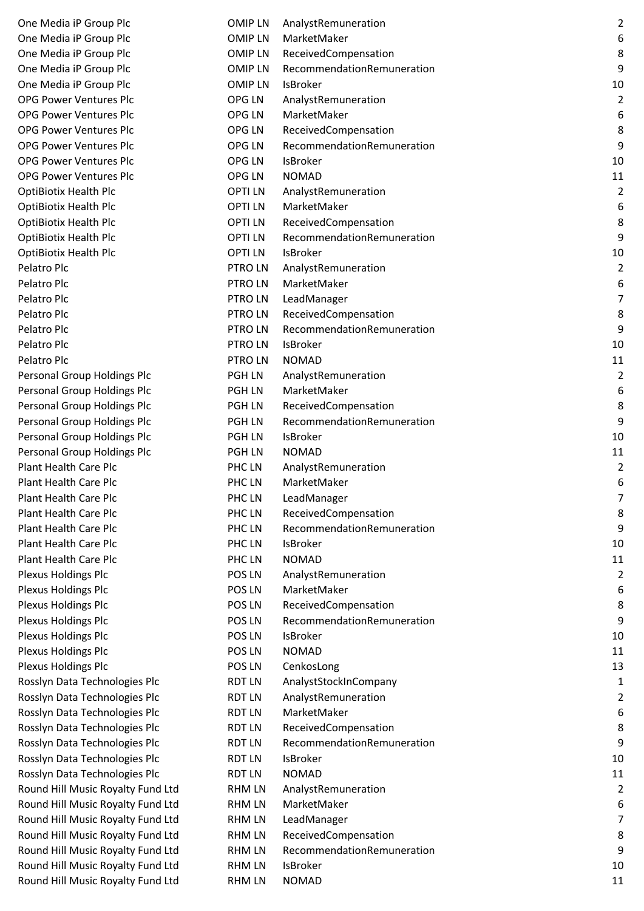| | | | |
|---|---|---|---|
| One Media iP Group Plc | OMIP LN | AnalystRemuneration | 2 |
| One Media iP Group Plc | OMIP LN | MarketMaker | 6 |
| One Media iP Group Plc | OMIP LN | ReceivedCompensation | 8 |
| One Media iP Group Plc | OMIP LN | RecommendationRemuneration | 9 |
| One Media iP Group Plc | OMIP LN | IsBroker | 10 |
| OPG Power Ventures Plc | OPG LN | AnalystRemuneration | 2 |
| OPG Power Ventures Plc | OPG LN | MarketMaker | 6 |
| OPG Power Ventures Plc | OPG LN | ReceivedCompensation | 8 |
| OPG Power Ventures Plc | OPG LN | RecommendationRemuneration | 9 |
| OPG Power Ventures Plc | OPG LN | IsBroker | 10 |
| OPG Power Ventures Plc | OPG LN | NOMAD | 11 |
| OptiBiotix Health Plc | OPTI LN | AnalystRemuneration | 2 |
| OptiBiotix Health Plc | OPTI LN | MarketMaker | 6 |
| OptiBiotix Health Plc | OPTI LN | ReceivedCompensation | 8 |
| OptiBiotix Health Plc | OPTI LN | RecommendationRemuneration | 9 |
| OptiBiotix Health Plc | OPTI LN | IsBroker | 10 |
| Pelatro Plc | PTRO LN | AnalystRemuneration | 2 |
| Pelatro Plc | PTRO LN | MarketMaker | 6 |
| Pelatro Plc | PTRO LN | LeadManager | 7 |
| Pelatro Plc | PTRO LN | ReceivedCompensation | 8 |
| Pelatro Plc | PTRO LN | RecommendationRemuneration | 9 |
| Pelatro Plc | PTRO LN | IsBroker | 10 |
| Pelatro Plc | PTRO LN | NOMAD | 11 |
| Personal Group Holdings Plc | PGH LN | AnalystRemuneration | 2 |
| Personal Group Holdings Plc | PGH LN | MarketMaker | 6 |
| Personal Group Holdings Plc | PGH LN | ReceivedCompensation | 8 |
| Personal Group Holdings Plc | PGH LN | RecommendationRemuneration | 9 |
| Personal Group Holdings Plc | PGH LN | IsBroker | 10 |
| Personal Group Holdings Plc | PGH LN | NOMAD | 11 |
| Plant Health Care Plc | PHC LN | AnalystRemuneration | 2 |
| Plant Health Care Plc | PHC LN | MarketMaker | 6 |
| Plant Health Care Plc | PHC LN | LeadManager | 7 |
| Plant Health Care Plc | PHC LN | ReceivedCompensation | 8 |
| Plant Health Care Plc | PHC LN | RecommendationRemuneration | 9 |
| Plant Health Care Plc | PHC LN | IsBroker | 10 |
| Plant Health Care Plc | PHC LN | NOMAD | 11 |
| Plexus Holdings Plc | POS LN | AnalystRemuneration | 2 |
| Plexus Holdings Plc | POS LN | MarketMaker | 6 |
| Plexus Holdings Plc | POS LN | ReceivedCompensation | 8 |
| Plexus Holdings Plc | POS LN | RecommendationRemuneration | 9 |
| Plexus Holdings Plc | POS LN | IsBroker | 10 |
| Plexus Holdings Plc | POS LN | NOMAD | 11 |
| Plexus Holdings Plc | POS LN | CenkosLong | 13 |
| Rosslyn Data Technologies Plc | RDT LN | AnalystStockInCompany | 1 |
| Rosslyn Data Technologies Plc | RDT LN | AnalystRemuneration | 2 |
| Rosslyn Data Technologies Plc | RDT LN | MarketMaker | 6 |
| Rosslyn Data Technologies Plc | RDT LN | ReceivedCompensation | 8 |
| Rosslyn Data Technologies Plc | RDT LN | RecommendationRemuneration | 9 |
| Rosslyn Data Technologies Plc | RDT LN | IsBroker | 10 |
| Rosslyn Data Technologies Plc | RDT LN | NOMAD | 11 |
| Round Hill Music Royalty Fund Ltd | RHM LN | AnalystRemuneration | 2 |
| Round Hill Music Royalty Fund Ltd | RHM LN | MarketMaker | 6 |
| Round Hill Music Royalty Fund Ltd | RHM LN | LeadManager | 7 |
| Round Hill Music Royalty Fund Ltd | RHM LN | ReceivedCompensation | 8 |
| Round Hill Music Royalty Fund Ltd | RHM LN | RecommendationRemuneration | 9 |
| Round Hill Music Royalty Fund Ltd | RHM LN | IsBroker | 10 |
| Round Hill Music Royalty Fund Ltd | RHM LN | NOMAD | 11 |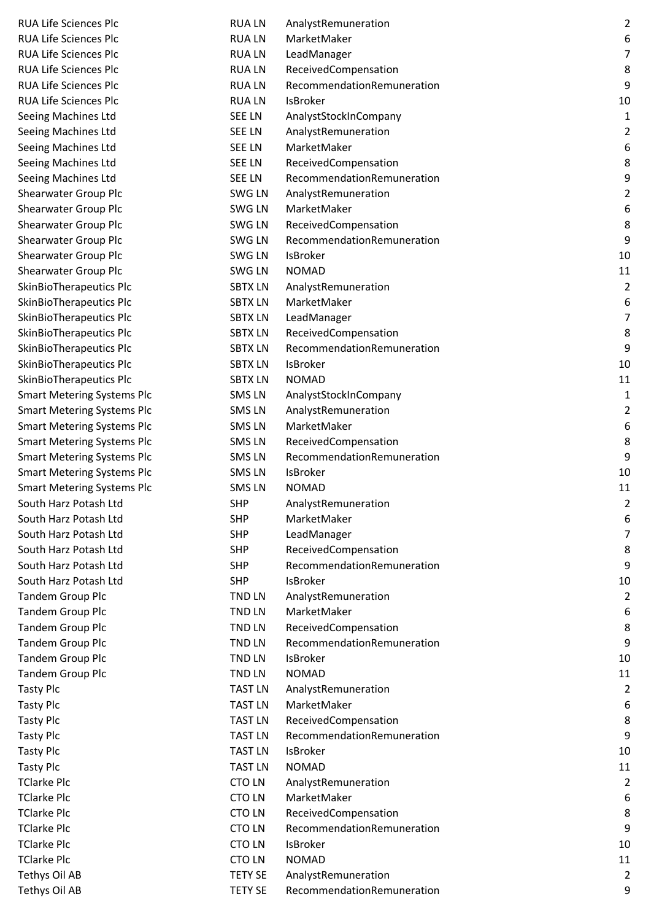| | | | |
|---|---|---|---|
| RUA Life Sciences Plc | RUA LN | AnalystRemuneration | 2 |
| RUA Life Sciences Plc | RUA LN | MarketMaker | 6 |
| RUA Life Sciences Plc | RUA LN | LeadManager | 7 |
| RUA Life Sciences Plc | RUA LN | ReceivedCompensation | 8 |
| RUA Life Sciences Plc | RUA LN | RecommendationRemuneration | 9 |
| RUA Life Sciences Plc | RUA LN | IsBroker | 10 |
| Seeing Machines Ltd | SEE LN | AnalystStockInCompany | 1 |
| Seeing Machines Ltd | SEE LN | AnalystRemuneration | 2 |
| Seeing Machines Ltd | SEE LN | MarketMaker | 6 |
| Seeing Machines Ltd | SEE LN | ReceivedCompensation | 8 |
| Seeing Machines Ltd | SEE LN | RecommendationRemuneration | 9 |
| Shearwater Group Plc | SWG LN | AnalystRemuneration | 2 |
| Shearwater Group Plc | SWG LN | MarketMaker | 6 |
| Shearwater Group Plc | SWG LN | ReceivedCompensation | 8 |
| Shearwater Group Plc | SWG LN | RecommendationRemuneration | 9 |
| Shearwater Group Plc | SWG LN | IsBroker | 10 |
| Shearwater Group Plc | SWG LN | NOMAD | 11 |
| SkinBioTherapeutics Plc | SBTX LN | AnalystRemuneration | 2 |
| SkinBioTherapeutics Plc | SBTX LN | MarketMaker | 6 |
| SkinBioTherapeutics Plc | SBTX LN | LeadManager | 7 |
| SkinBioTherapeutics Plc | SBTX LN | ReceivedCompensation | 8 |
| SkinBioTherapeutics Plc | SBTX LN | RecommendationRemuneration | 9 |
| SkinBioTherapeutics Plc | SBTX LN | IsBroker | 10 |
| SkinBioTherapeutics Plc | SBTX LN | NOMAD | 11 |
| Smart Metering Systems Plc | SMS LN | AnalystStockInCompany | 1 |
| Smart Metering Systems Plc | SMS LN | AnalystRemuneration | 2 |
| Smart Metering Systems Plc | SMS LN | MarketMaker | 6 |
| Smart Metering Systems Plc | SMS LN | ReceivedCompensation | 8 |
| Smart Metering Systems Plc | SMS LN | RecommendationRemuneration | 9 |
| Smart Metering Systems Plc | SMS LN | IsBroker | 10 |
| Smart Metering Systems Plc | SMS LN | NOMAD | 11 |
| South Harz Potash Ltd | SHP | AnalystRemuneration | 2 |
| South Harz Potash Ltd | SHP | MarketMaker | 6 |
| South Harz Potash Ltd | SHP | LeadManager | 7 |
| South Harz Potash Ltd | SHP | ReceivedCompensation | 8 |
| South Harz Potash Ltd | SHP | RecommendationRemuneration | 9 |
| South Harz Potash Ltd | SHP | IsBroker | 10 |
| Tandem Group Plc | TND LN | AnalystRemuneration | 2 |
| Tandem Group Plc | TND LN | MarketMaker | 6 |
| Tandem Group Plc | TND LN | ReceivedCompensation | 8 |
| Tandem Group Plc | TND LN | RecommendationRemuneration | 9 |
| Tandem Group Plc | TND LN | IsBroker | 10 |
| Tandem Group Plc | TND LN | NOMAD | 11 |
| Tasty Plc | TAST LN | AnalystRemuneration | 2 |
| Tasty Plc | TAST LN | MarketMaker | 6 |
| Tasty Plc | TAST LN | ReceivedCompensation | 8 |
| Tasty Plc | TAST LN | RecommendationRemuneration | 9 |
| Tasty Plc | TAST LN | IsBroker | 10 |
| Tasty Plc | TAST LN | NOMAD | 11 |
| TClarke Plc | CTO LN | AnalystRemuneration | 2 |
| TClarke Plc | CTO LN | MarketMaker | 6 |
| TClarke Plc | CTO LN | ReceivedCompensation | 8 |
| TClarke Plc | CTO LN | RecommendationRemuneration | 9 |
| TClarke Plc | CTO LN | IsBroker | 10 |
| TClarke Plc | CTO LN | NOMAD | 11 |
| Tethys Oil AB | TETY SE | AnalystRemuneration | 2 |
| Tethys Oil AB | TETY SE | RecommendationRemuneration | 9 |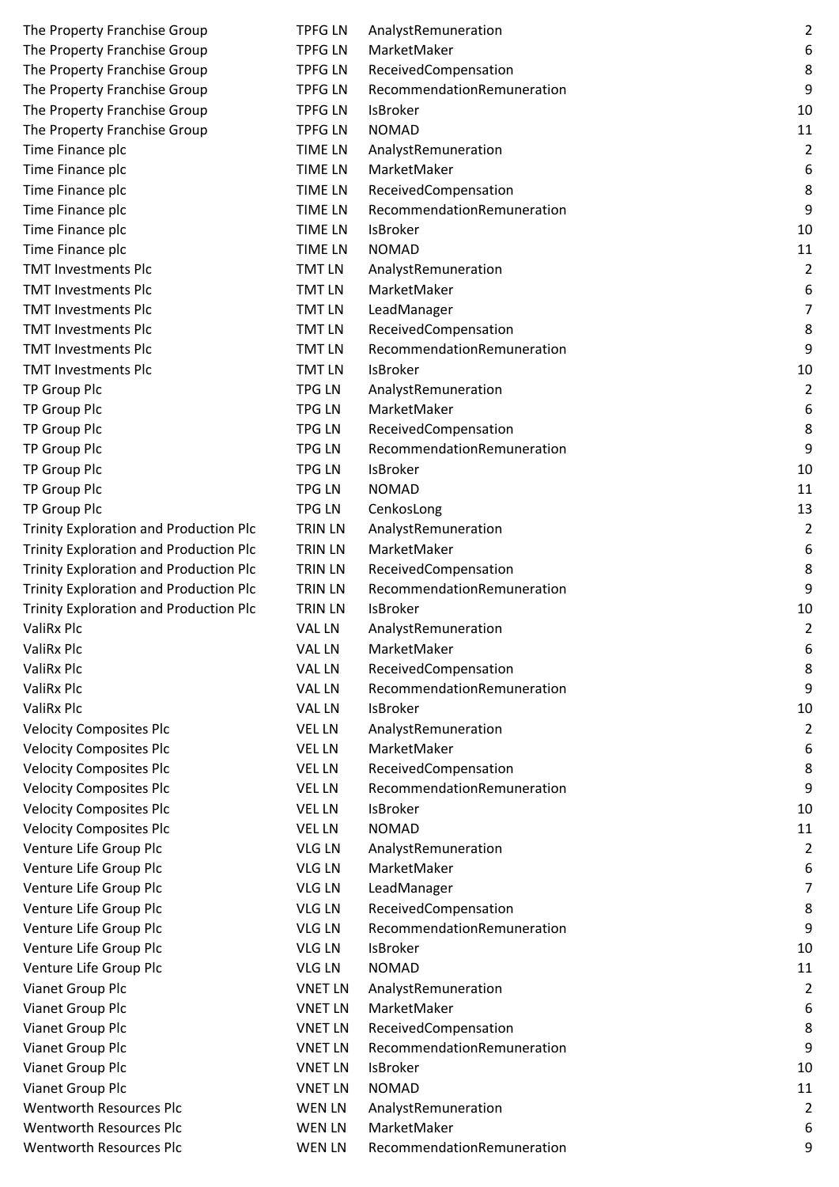| | | | |
|---|---|---|---|
| The Property Franchise Group | TPFG LN | AnalystRemuneration | 2 |
| The Property Franchise Group | TPFG LN | MarketMaker | 6 |
| The Property Franchise Group | TPFG LN | ReceivedCompensation | 8 |
| The Property Franchise Group | TPFG LN | RecommendationRemuneration | 9 |
| The Property Franchise Group | TPFG LN | IsBroker | 10 |
| The Property Franchise Group | TPFG LN | NOMAD | 11 |
| Time Finance plc | TIME LN | AnalystRemuneration | 2 |
| Time Finance plc | TIME LN | MarketMaker | 6 |
| Time Finance plc | TIME LN | ReceivedCompensation | 8 |
| Time Finance plc | TIME LN | RecommendationRemuneration | 9 |
| Time Finance plc | TIME LN | IsBroker | 10 |
| Time Finance plc | TIME LN | NOMAD | 11 |
| TMT Investments Plc | TMT LN | AnalystRemuneration | 2 |
| TMT Investments Plc | TMT LN | MarketMaker | 6 |
| TMT Investments Plc | TMT LN | LeadManager | 7 |
| TMT Investments Plc | TMT LN | ReceivedCompensation | 8 |
| TMT Investments Plc | TMT LN | RecommendationRemuneration | 9 |
| TMT Investments Plc | TMT LN | IsBroker | 10 |
| TP Group Plc | TPG LN | AnalystRemuneration | 2 |
| TP Group Plc | TPG LN | MarketMaker | 6 |
| TP Group Plc | TPG LN | ReceivedCompensation | 8 |
| TP Group Plc | TPG LN | RecommendationRemuneration | 9 |
| TP Group Plc | TPG LN | IsBroker | 10 |
| TP Group Plc | TPG LN | NOMAD | 11 |
| TP Group Plc | TPG LN | CenkosLong | 13 |
| Trinity Exploration and Production Plc | TRIN LN | AnalystRemuneration | 2 |
| Trinity Exploration and Production Plc | TRIN LN | MarketMaker | 6 |
| Trinity Exploration and Production Plc | TRIN LN | ReceivedCompensation | 8 |
| Trinity Exploration and Production Plc | TRIN LN | RecommendationRemuneration | 9 |
| Trinity Exploration and Production Plc | TRIN LN | IsBroker | 10 |
| ValiRx Plc | VAL LN | AnalystRemuneration | 2 |
| ValiRx Plc | VAL LN | MarketMaker | 6 |
| ValiRx Plc | VAL LN | ReceivedCompensation | 8 |
| ValiRx Plc | VAL LN | RecommendationRemuneration | 9 |
| ValiRx Plc | VAL LN | IsBroker | 10 |
| Velocity Composites Plc | VEL LN | AnalystRemuneration | 2 |
| Velocity Composites Plc | VEL LN | MarketMaker | 6 |
| Velocity Composites Plc | VEL LN | ReceivedCompensation | 8 |
| Velocity Composites Plc | VEL LN | RecommendationRemuneration | 9 |
| Velocity Composites Plc | VEL LN | IsBroker | 10 |
| Velocity Composites Plc | VEL LN | NOMAD | 11 |
| Venture Life Group Plc | VLG LN | AnalystRemuneration | 2 |
| Venture Life Group Plc | VLG LN | MarketMaker | 6 |
| Venture Life Group Plc | VLG LN | LeadManager | 7 |
| Venture Life Group Plc | VLG LN | ReceivedCompensation | 8 |
| Venture Life Group Plc | VLG LN | RecommendationRemuneration | 9 |
| Venture Life Group Plc | VLG LN | IsBroker | 10 |
| Venture Life Group Plc | VLG LN | NOMAD | 11 |
| Vianet Group Plc | VNET LN | AnalystRemuneration | 2 |
| Vianet Group Plc | VNET LN | MarketMaker | 6 |
| Vianet Group Plc | VNET LN | ReceivedCompensation | 8 |
| Vianet Group Plc | VNET LN | RecommendationRemuneration | 9 |
| Vianet Group Plc | VNET LN | IsBroker | 10 |
| Vianet Group Plc | VNET LN | NOMAD | 11 |
| Wentworth Resources Plc | WEN LN | AnalystRemuneration | 2 |
| Wentworth Resources Plc | WEN LN | MarketMaker | 6 |
| Wentworth Resources Plc | WEN LN | RecommendationRemuneration | 9 |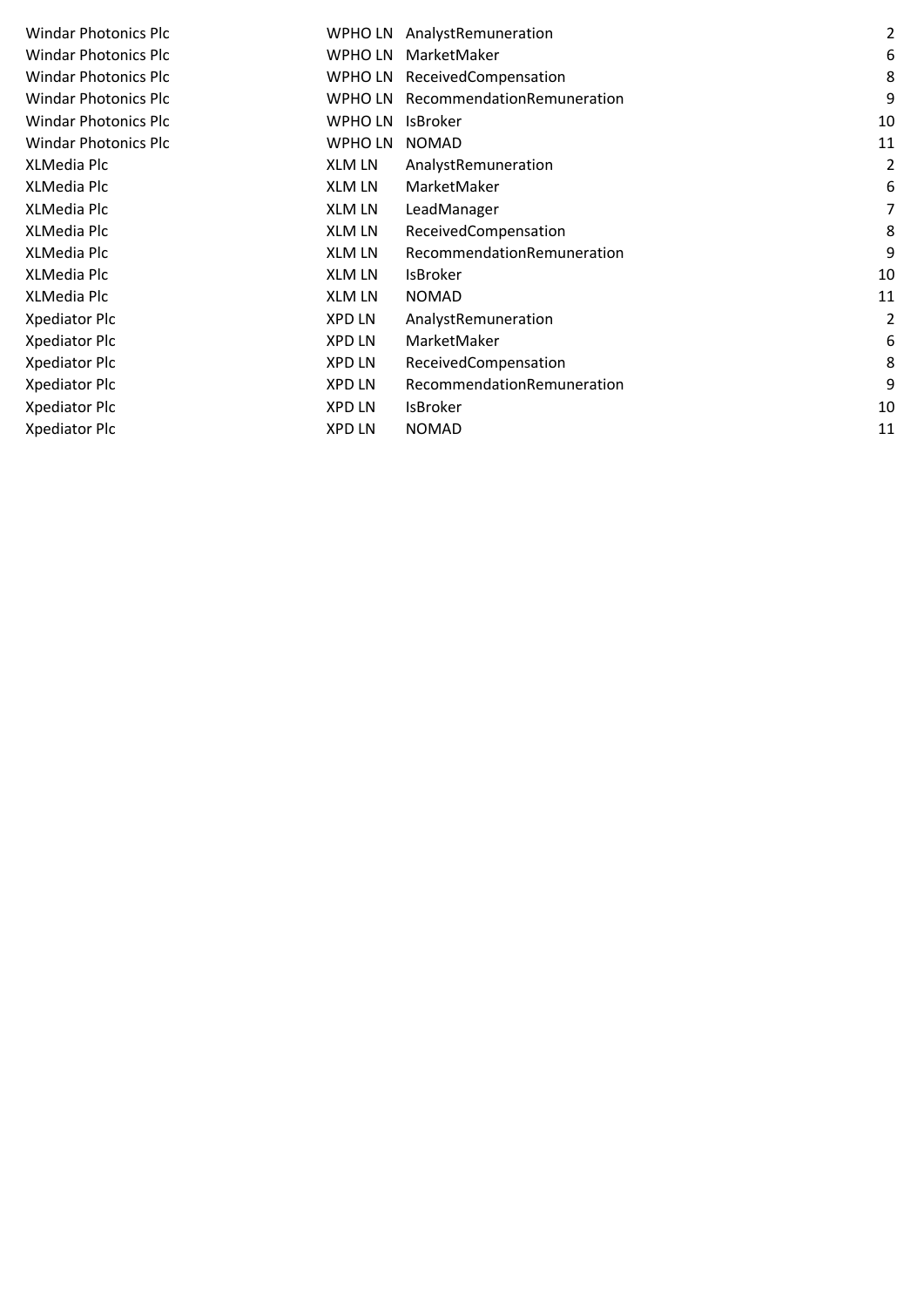| | | | |
|---|---|---|---|
| Windar Photonics Plc | WPHO LN | AnalystRemuneration | 2 |
| Windar Photonics Plc | WPHO LN | MarketMaker | 6 |
| Windar Photonics Plc | WPHO LN | ReceivedCompensation | 8 |
| Windar Photonics Plc | WPHO LN | RecommendationRemuneration | 9 |
| Windar Photonics Plc | WPHO LN | IsBroker | 10 |
| Windar Photonics Plc | WPHO LN | NOMAD | 11 |
| XLMedia Plc | XLM LN | AnalystRemuneration | 2 |
| XLMedia Plc | XLM LN | MarketMaker | 6 |
| XLMedia Plc | XLM LN | LeadManager | 7 |
| XLMedia Plc | XLM LN | ReceivedCompensation | 8 |
| XLMedia Plc | XLM LN | RecommendationRemuneration | 9 |
| XLMedia Plc | XLM LN | IsBroker | 10 |
| XLMedia Plc | XLM LN | NOMAD | 11 |
| Xpediator Plc | XPD LN | AnalystRemuneration | 2 |
| Xpediator Plc | XPD LN | MarketMaker | 6 |
| Xpediator Plc | XPD LN | ReceivedCompensation | 8 |
| Xpediator Plc | XPD LN | RecommendationRemuneration | 9 |
| Xpediator Plc | XPD LN | IsBroker | 10 |
| Xpediator Plc | XPD LN | NOMAD | 11 |